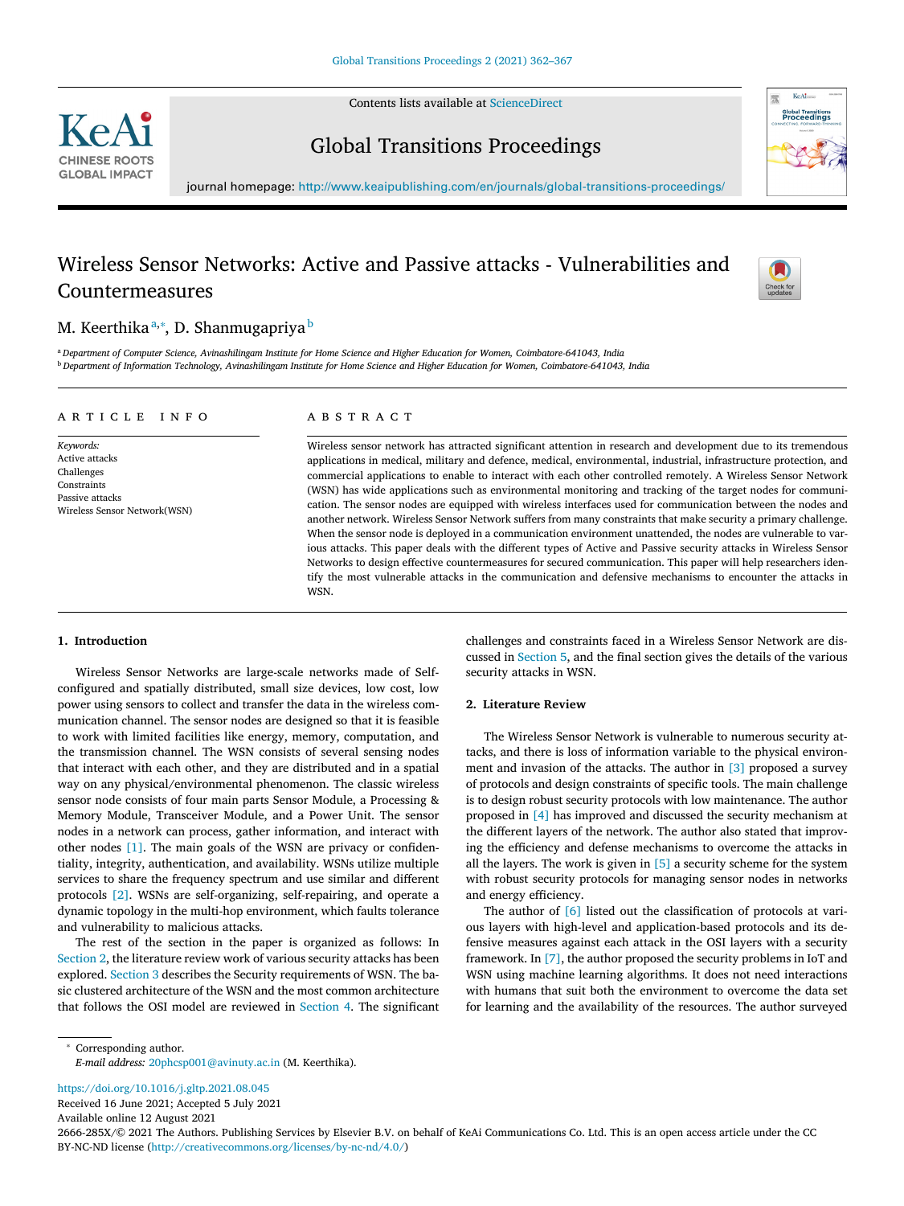# Wireless Sensor Networks: Active and Passive attacks - Vulnerabilities and Countermeasures

M. Keerthika[a,*], D. Shanmugapriya[b]

[a] Department of Computer Science, Avinashilingam Institute for Home Science and Higher Education for Women, Coimbatore-641043, India

[b] Department of Information Technology, Avinashilingam Institute for Home Science and Higher Education for Women, Coimbatore-641043, India

**ARTICLE INFO**

*Keywords:*
Active attacks
Challenges
Constraints
Passive attacks
Wireless Sensor Network(WSN)

**ABSTRACT**

Wireless sensor network has attracted significant attention in research and development due to its tremendous applications in medical, military and defence, medical, environmental, industrial, infrastructure protection, and commercial applications to enable to interact with each other controlled remotely. A Wireless Sensor Network (WSN) has wide applications such as environmental monitoring and tracking of the target nodes for communication. The sensor nodes are equipped with wireless interfaces used for communication between the nodes and another network. Wireless Sensor Network suffers from many constraints that make security a primary challenge. When the sensor node is deployed in a communication environment unattended, the nodes are vulnerable to various attacks. This paper deals with the different types of Active and Passive security attacks in Wireless Sensor Networks to design effective countermeasures for secured communication. This paper will help researchers identify the most vulnerable attacks in the communication and defensive mechanisms to encounter the attacks in WSN.

## 1. Introduction

Wireless Sensor Networks are large-scale networks made of Self-configured and spatially distributed, small size devices, low cost, low power using sensors to collect and transfer the data in the wireless communication channel. The sensor nodes are designed so that it is feasible to work with limited facilities like energy, memory, computation, and the transmission channel. The WSN consists of several sensing nodes that interact with each other, and they are distributed and in a spatial way on any physical/environmental phenomenon. The classic wireless sensor node consists of four main parts Sensor Module, a Processing & Memory Module, Transceiver Module, and a Power Unit. The sensor nodes in a network can process, gather information, and interact with other nodes [1]. The main goals of the WSN are privacy or confidentiality, integrity, authentication, and availability. WSNs utilize multiple services to share the frequency spectrum and use similar and different protocols [2]. WSNs are self-organizing, self-repairing, and operate a dynamic topology in the multi-hop environment, which faults tolerance and vulnerability to malicious attacks.

The rest of the section in the paper is organized as follows: In Section 2, the literature review work of various security attacks has been explored. Section 3 describes the Security requirements of WSN. The basic clustered architecture of the WSN and the most common architecture that follows the OSI model are reviewed in Section 4. The significant challenges and constraints faced in a Wireless Sensor Network are discussed in Section 5, and the final section gives the details of the various security attacks in WSN.

## 2. Literature Review

The Wireless Sensor Network is vulnerable to numerous security attacks, and there is loss of information variable to the physical environment and invasion of the attacks. The author in [3] proposed a survey of protocols and design constraints of specific tools. The main challenge is to design robust security protocols with low maintenance. The author proposed in [4] has improved and discussed the security mechanism at the different layers of the network. The author also stated that improving the efficiency and defense mechanisms to overcome the attacks in all the layers. The work is given in [5] a security scheme for the system with robust security protocols for managing sensor nodes in networks and energy efficiency.

The author of [6] listed out the classification of protocols at various layers with high-level and application-based protocols and its defensive measures against each attack in the OSI layers with a security framework. In [7], the author proposed the security problems in IoT and WSN using machine learning algorithms. It does not need interactions with humans that suit both the environment to overcome the data set for learning and the availability of the resources. The author surveyed

* Corresponding author.
*E-mail address:* 20phcsp001@avinuty.ac.in (M. Keerthika).

https://doi.org/10.1016/j.gltp.2021.08.045
Received 16 June 2021; Accepted 5 July 2021
Available online 12 August 2021
2666-285X/© 2021 The Authors. Publishing Services by Elsevier B.V. on behalf of KeAi Communications Co. Ltd. This is an open access article under the CC BY-NC-ND license (http://creativecommons.org/licenses/by-nc-nd/4.0/)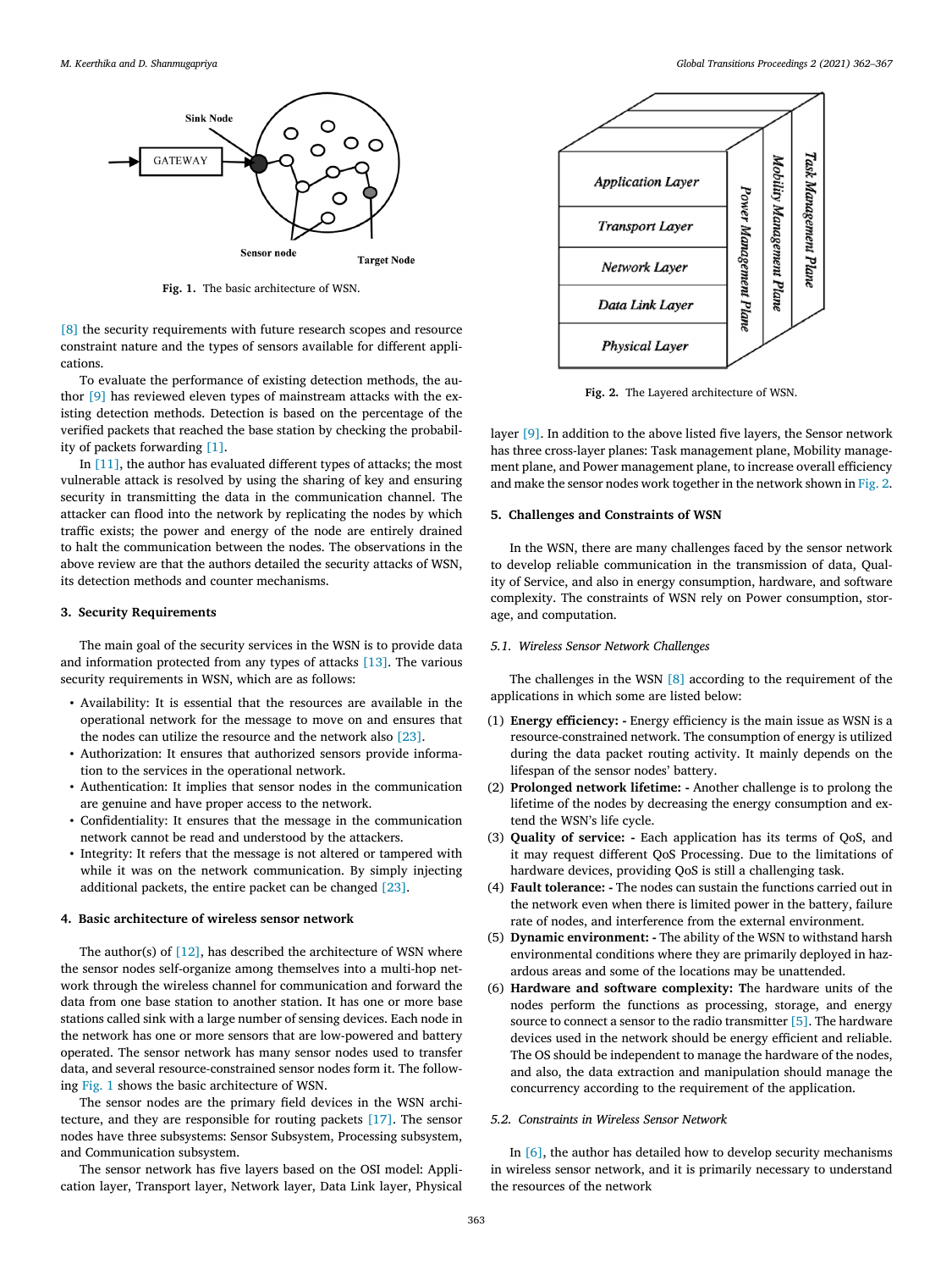Fig. 1. The basic architecture of WSN.

[8] the security requirements with future research scopes and resource constraint nature and the types of sensors available for different applications.

To evaluate the performance of existing detection methods, the author [9] has reviewed eleven types of mainstream attacks with the existing detection methods. Detection is based on the percentage of the verified packets that reached the base station by checking the probability of packets forwarding [1].

In [11], the author has evaluated different types of attacks; the most vulnerable attack is resolved by using the sharing of key and ensuring security in transmitting the data in the communication channel. The attacker can flood into the network by replicating the nodes by which traffic exists; the power and energy of the node are entirely drained to halt the communication between the nodes. The observations in the above review are that the authors detailed the security attacks of WSN, its detection methods and counter mechanisms.

## 3. Security Requirements

The main goal of the security services in the WSN is to provide data and information protected from any types of attacks [13]. The various security requirements in WSN, which are as follows:

- Availability: It is essential that the resources are available in the operational network for the message to move on and ensures that the nodes can utilize the resource and the network also [23].
- Authorization: It ensures that authorized sensors provide information to the services in the operational network.
- Authentication: It implies that sensor nodes in the communication are genuine and have proper access to the network.
- Confidentiality: It ensures that the message in the communication network cannot be read and understood by the attackers.
- Integrity: It refers that the message is not altered or tampered with while it was on the network communication. By simply injecting additional packets, the entire packet can be changed [23].

## 4. Basic architecture of wireless sensor network

The author(s) of [12], has described the architecture of WSN where the sensor nodes self-organize among themselves into a multi-hop network through the wireless channel for communication and forward the data from one base station to another station. It has one or more base stations called sink with a large number of sensing devices. Each node in the network has one or more sensors that are low-powered and battery operated. The sensor network has many sensor nodes used to transfer data, and several resource-constrained sensor nodes form it. The following Fig. 1 shows the basic architecture of WSN.

The sensor nodes are the primary field devices in the WSN architecture, and they are responsible for routing packets [17]. The sensor nodes have three subsystems: Sensor Subsystem, Processing subsystem, and Communication subsystem.

The sensor network has five layers based on the OSI model: Application layer, Transport layer, Network layer, Data Link layer, Physical layer [9]. In addition to the above listed five layers, the Sensor network has three cross-layer planes: Task management plane, Mobility management plane, and Power management plane, to increase overall efficiency and make the sensor nodes work together in the network shown in Fig. 2.

Fig. 2. The Layered architecture of WSN.

## 5. Challenges and Constraints of WSN

In the WSN, there are many challenges faced by the sensor network to develop reliable communication in the transmission of data, Quality of Service, and also in energy consumption, hardware, and software complexity. The constraints of WSN rely on Power consumption, storage, and computation.

### 5.1. Wireless Sensor Network Challenges

The challenges in the WSN [8] according to the requirement of the applications in which some are listed below:

1. **Energy efficiency: -** Energy efficiency is the main issue as WSN is a resource-constrained network. The consumption of energy is utilized during the data packet routing activity. It mainly depends on the lifespan of the sensor nodes' battery.
2. **Prolonged network lifetime: -** Another challenge is to prolong the lifetime of the nodes by decreasing the energy consumption and extend the WSN's life cycle.
3. **Quality of service: -** Each application has its terms of QoS, and it may request different QoS Processing. Due to the limitations of hardware devices, providing QoS is still a challenging task.
4. **Fault tolerance: -** The nodes can sustain the functions carried out in the network even when there is limited power in the battery, failure rate of nodes, and interference from the external environment.
5. **Dynamic environment: -** The ability of the WSN to withstand harsh environmental conditions where they are primarily deployed in hazardous areas and some of the locations may be unattended.
6. **Hardware and software complexity: T**he hardware units of the nodes perform the functions as processing, storage, and energy source to connect a sensor to the radio transmitter [5]. The hardware devices used in the network should be energy efficient and reliable. The OS should be independent to manage the hardware of the nodes, and also, the data extraction and manipulation should manage the concurrency according to the requirement of the application.

### 5.2. Constraints in Wireless Sensor Network

In [6], the author has detailed how to develop security mechanisms in wireless sensor network, and it is primarily necessary to understand the resources of the network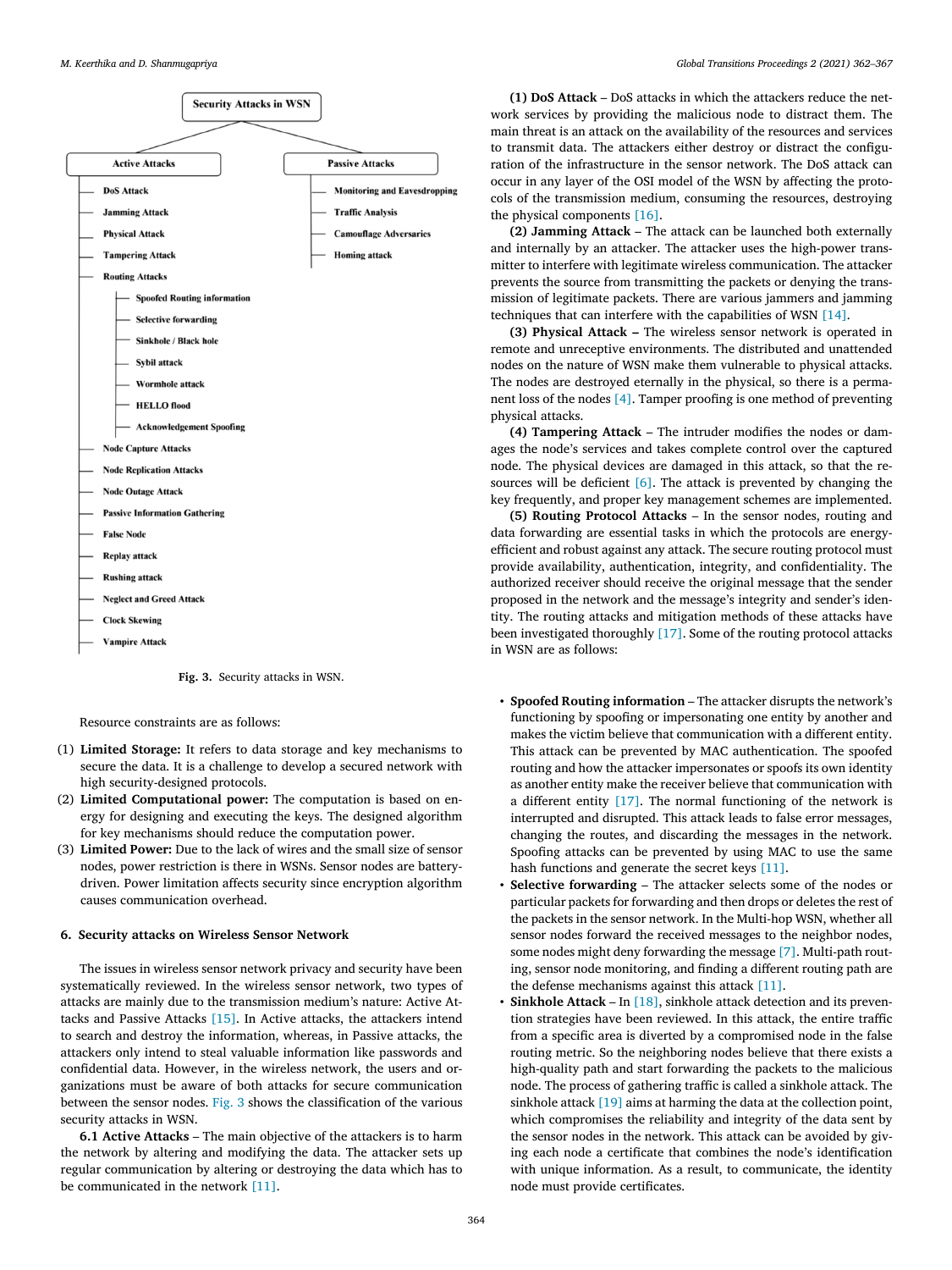- **Security Attacks in WSN**
  - **Active Attacks**
    - DoS Attack
    - Jamming Attack
    - Physical Attack
    - Tampering Attack
    - Routing Attacks
      - Spoofed Routing information
      - Selective forwarding
      - Sinkhole / Black hole
      - Sybil attack
      - Wormhole attack
      - HELLO flood
      - Acknowledgement Spoofing
    - Node Capture Attacks
    - Node Replication Attacks
    - Node Outage Attack
    - Passive Information Gathering
    - False Node
    - Replay attack
    - Rushing attack
    - Neglect and Greed Attack
    - Clock Skewing
    - Vampire Attack
  - **Passive Attacks**
    - Monitoring and Eavesdropping
    - Traffic Analysis
    - Camouflage Adversaries
    - Homing attack

**Fig. 3.** Security attacks in WSN.

Resource constraints are as follows:

(1) **Limited Storage:** It refers to data storage and key mechanisms to secure the data. It is a challenge to develop a secured network with high security-designed protocols.

(2) **Limited Computational power:** The computation is based on energy for designing and executing the keys. The designed algorithm for key mechanisms should reduce the computation power.

(3) **Limited Power:** Due to the lack of wires and the small size of sensor nodes, power restriction is there in WSNs. Sensor nodes are battery-driven. Power limitation affects security since encryption algorithm causes communication overhead.

## 6. Security attacks on Wireless Sensor Network

The issues in wireless sensor network privacy and security have been systematically reviewed. In the wireless sensor network, two types of attacks are mainly due to the transmission medium's nature: Active Attacks and Passive Attacks [15]. In Active attacks, the attackers intend to search and destroy the information, whereas, in Passive attacks, the attackers only intend to steal valuable information like passwords and confidential data. However, in the wireless network, the users and organizations must be aware of both attacks for secure communication between the sensor nodes. Fig. 3 shows the classification of the various security attacks in WSN.

**6.1 Active Attacks** – The main objective of the attackers is to harm the network by altering and modifying the data. The attacker sets up regular communication by altering or destroying the data which has to be communicated in the network [11].

**(1) DoS Attack** – DoS attacks in which the attackers reduce the network services by providing the malicious node to distract them. The main threat is an attack on the availability of the resources and services to transmit data. The attackers either destroy or distract the configuration of the infrastructure in the sensor network. The DoS attack can occur in any layer of the OSI model of the WSN by affecting the protocols of the transmission medium, consuming the resources, destroying the physical components [16].

**(2) Jamming Attack** – The attack can be launched both externally and internally by an attacker. The attacker uses the high-power transmitter to interfere with legitimate wireless communication. The attacker prevents the source from transmitting the packets or denying the transmission of legitimate packets. There are various jammers and jamming techniques that can interfere with the capabilities of WSN [14].

**(3) Physical Attack –** The wireless sensor network is operated in remote and unreceptive environments. The distributed and unattended nodes on the nature of WSN make them vulnerable to physical attacks. The nodes are destroyed eternally in the physical, so there is a permanent loss of the nodes [4]. Tamper proofing is one method of preventing physical attacks.

**(4) Tampering Attack** – The intruder modifies the nodes or damages the node's services and takes complete control over the captured node. The physical devices are damaged in this attack, so that the resources will be deficient [6]. The attack is prevented by changing the key frequently, and proper key management schemes are implemented.

**(5) Routing Protocol Attacks** – In the sensor nodes, routing and data forwarding are essential tasks in which the protocols are energy-efficient and robust against any attack. The secure routing protocol must provide availability, authentication, integrity, and confidentiality. The authorized receiver should receive the original message that the sender proposed in the network and the message's integrity and sender's identity. The routing attacks and mitigation methods of these attacks have been investigated thoroughly [17]. Some of the routing protocol attacks in WSN are as follows:

- **Spoofed Routing information** – The attacker disrupts the network's functioning by spoofing or impersonating one entity by another and makes the victim believe that communication with a different entity. This attack can be prevented by MAC authentication. The spoofed routing and how the attacker impersonates or spoofs its own identity as another entity make the receiver believe that communication with a different entity [17]. The normal functioning of the network is interrupted and disrupted. This attack leads to false error messages, changing the routes, and discarding the messages in the network. Spoofing attacks can be prevented by using MAC to use the same hash functions and generate the secret keys [11].
- **Selective forwarding** – The attacker selects some of the nodes or particular packets for forwarding and then drops or deletes the rest of the packets in the sensor network. In the Multi-hop WSN, whether all sensor nodes forward the received messages to the neighbor nodes, some nodes might deny forwarding the message [7]. Multi-path routing, sensor node monitoring, and finding a different routing path are the defense mechanisms against this attack [11].
- **Sinkhole Attack** – In [18], sinkhole attack detection and its prevention strategies have been reviewed. In this attack, the entire traffic from a specific area is diverted by a compromised node in the false routing metric. So the neighboring nodes believe that there exists a high-quality path and start forwarding the packets to the malicious node. The process of gathering traffic is called a sinkhole attack. The sinkhole attack [19] aims at harming the data at the collection point, which compromises the reliability and integrity of the data sent by the sensor nodes in the network. This attack can be avoided by giving each node a certificate that combines the node's identification with unique information. As a result, to communicate, the identity node must provide certificates.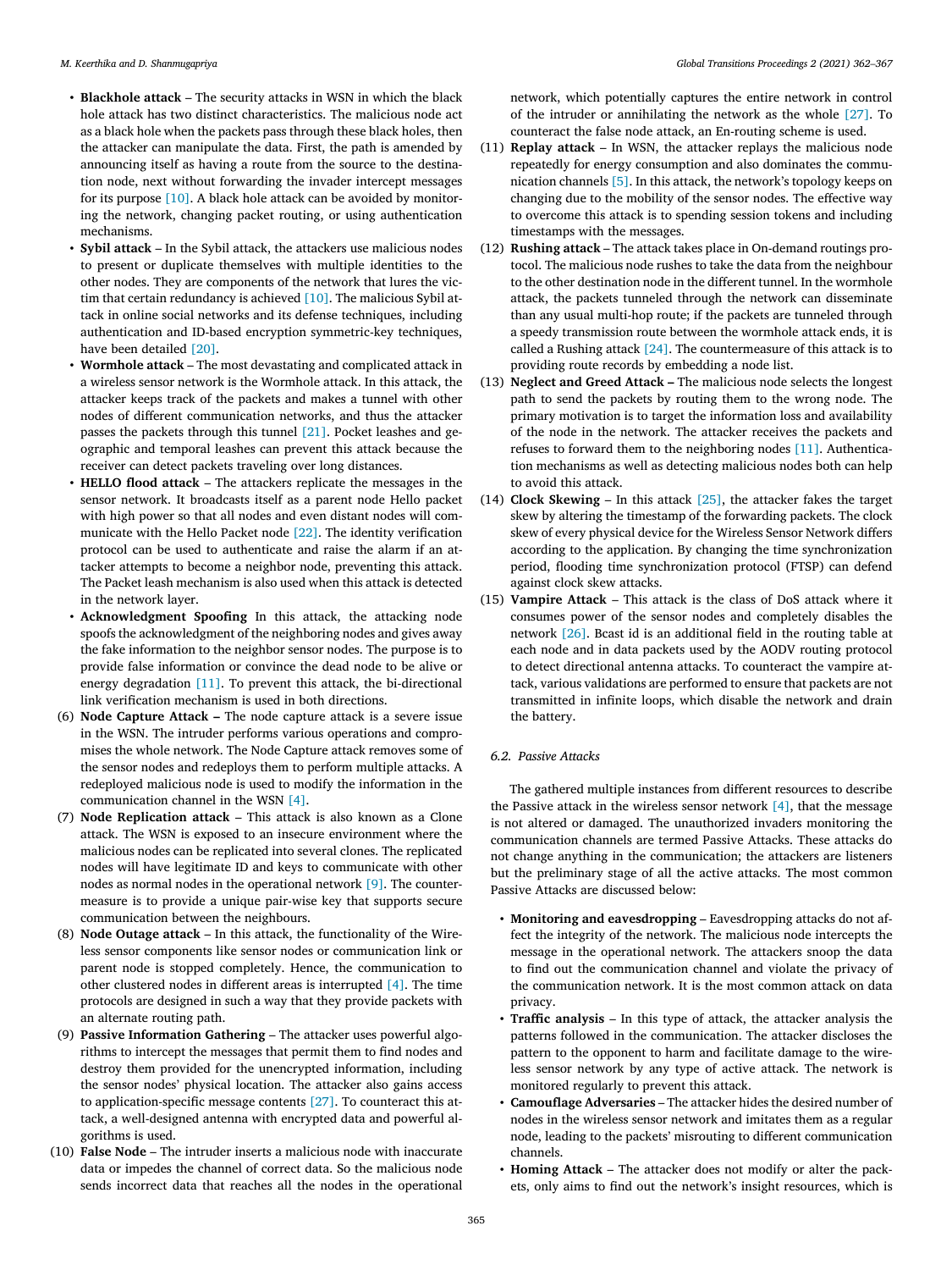- **Blackhole attack** – The security attacks in WSN in which the black hole attack has two distinct characteristics. The malicious node act as a black hole when the packets pass through these black holes, then the attacker can manipulate the data. First, the path is amended by announcing itself as having a route from the source to the destination node, next without forwarding the invader intercept messages for its purpose [10]. A black hole attack can be avoided by monitoring the network, changing packet routing, or using authentication mechanisms.
- **Sybil attack** – In the Sybil attack, the attackers use malicious nodes to present or duplicate themselves with multiple identities to the other nodes. They are components of the network that lures the victim that certain redundancy is achieved [10]. The malicious Sybil attack in online social networks and its defense techniques, including authentication and ID-based encryption symmetric-key techniques, have been detailed [20].
- **Wormhole attack** – The most devastating and complicated attack in a wireless sensor network is the Wormhole attack. In this attack, the attacker keeps track of the packets and makes a tunnel with other nodes of different communication networks, and thus the attacker passes the packets through this tunnel [21]. Pocket leashes and geographic and temporal leashes can prevent this attack because the receiver can detect packets traveling over long distances.
- **HELLO flood attack** – The attackers replicate the messages in the sensor network. It broadcasts itself as a parent node Hello packet with high power so that all nodes and even distant nodes will communicate with the Hello Packet node [22]. The identity verification protocol can be used to authenticate and raise the alarm if an attacker attempts to become a neighbor node, preventing this attack. The Packet leash mechanism is also used when this attack is detected in the network layer.
- **Acknowledgment Spoofing** In this attack, the attacking node spoofs the acknowledgment of the neighboring nodes and gives away the fake information to the neighbor sensor nodes. The purpose is to provide false information or convince the dead node to be alive or energy degradation [11]. To prevent this attack, the bi-directional link verification mechanism is used in both directions.

(6) **Node Capture Attack –** The node capture attack is a severe issue in the WSN. The intruder performs various operations and compromises the whole network. The Node Capture attack removes some of the sensor nodes and redeploys them to perform multiple attacks. A redeployed malicious node is used to modify the information in the communication channel in the WSN [4].

(7) **Node Replication attack** – This attack is also known as a Clone attack. The WSN is exposed to an insecure environment where the malicious nodes can be replicated into several clones. The replicated nodes will have legitimate ID and keys to communicate with other nodes as normal nodes in the operational network [9]. The countermeasure is to provide a unique pair-wise key that supports secure communication between the neighbours.

(8) **Node Outage attack** – In this attack, the functionality of the Wireless sensor components like sensor nodes or communication link or parent node is stopped completely. Hence, the communication to other clustered nodes in different areas is interrupted [4]. The time protocols are designed in such a way that they provide packets with an alternate routing path.

(9) **Passive Information Gathering** – The attacker uses powerful algorithms to intercept the messages that permit them to find nodes and destroy them provided for the unencrypted information, including the sensor nodes' physical location. The attacker also gains access to application-specific message contents [27]. To counteract this attack, a well-designed antenna with encrypted data and powerful algorithms is used.

(10) **False Node** – The intruder inserts a malicious node with inaccurate data or impedes the channel of correct data. So the malicious node sends incorrect data that reaches all the nodes in the operational network, which potentially captures the entire network in control of the intruder or annihilating the network as the whole [27]. To counteract the false node attack, an En-routing scheme is used.

(11) **Replay attack** – In WSN, the attacker replays the malicious node repeatedly for energy consumption and also dominates the communication channels [5]. In this attack, the network's topology keeps on changing due to the mobility of the sensor nodes. The effective way to overcome this attack is to spending session tokens and including timestamps with the messages.

(12) **Rushing attack** – The attack takes place in On-demand routings protocol. The malicious node rushes to take the data from the neighbour to the other destination node in the different tunnel. In the wormhole attack, the packets tunneled through the network can disseminate than any usual multi-hop route; if the packets are tunneled through a speedy transmission route between the wormhole attack ends, it is called a Rushing attack [24]. The countermeasure of this attack is to providing route records by embedding a node list.

(13) **Neglect and Greed Attack –** The malicious node selects the longest path to send the packets by routing them to the wrong node. The primary motivation is to target the information loss and availability of the node in the network. The attacker receives the packets and refuses to forward them to the neighboring nodes [11]. Authentication mechanisms as well as detecting malicious nodes both can help to avoid this attack.

(14) **Clock Skewing** – In this attack [25], the attacker fakes the target skew by altering the timestamp of the forwarding packets. The clock skew of every physical device for the Wireless Sensor Network differs according to the application. By changing the time synchronization period, flooding time synchronization protocol (FTSP) can defend against clock skew attacks.

(15) **Vampire Attack** – This attack is the class of DoS attack where it consumes power of the sensor nodes and completely disables the network [26]. Bcast id is an additional field in the routing table at each node and in data packets used by the AODV routing protocol to detect directional antenna attacks. To counteract the vampire attack, various validations are performed to ensure that packets are not transmitted in infinite loops, which disable the network and drain the battery.

### 6.2. Passive Attacks

The gathered multiple instances from different resources to describe the Passive attack in the wireless sensor network [4], that the message is not altered or damaged. The unauthorized invaders monitoring the communication channels are termed Passive Attacks. These attacks do not change anything in the communication; the attackers are listeners but the preliminary stage of all the active attacks. The most common Passive Attacks are discussed below:

- **Monitoring and eavesdropping** – Eavesdropping attacks do not affect the integrity of the network. The malicious node intercepts the message in the operational network. The attackers snoop the data to find out the communication channel and violate the privacy of the communication network. It is the most common attack on data privacy.
- **Traffic analysis** – In this type of attack, the attacker analysis the patterns followed in the communication. The attacker discloses the pattern to the opponent to harm and facilitate damage to the wireless sensor network by any type of active attack. The network is monitored regularly to prevent this attack.
- **Camouflage Adversaries** – The attacker hides the desired number of nodes in the wireless sensor network and imitates them as a regular node, leading to the packets' misrouting to different communication channels.
- **Homing Attack** – The attacker does not modify or alter the packets, only aims to find out the network's insight resources, which is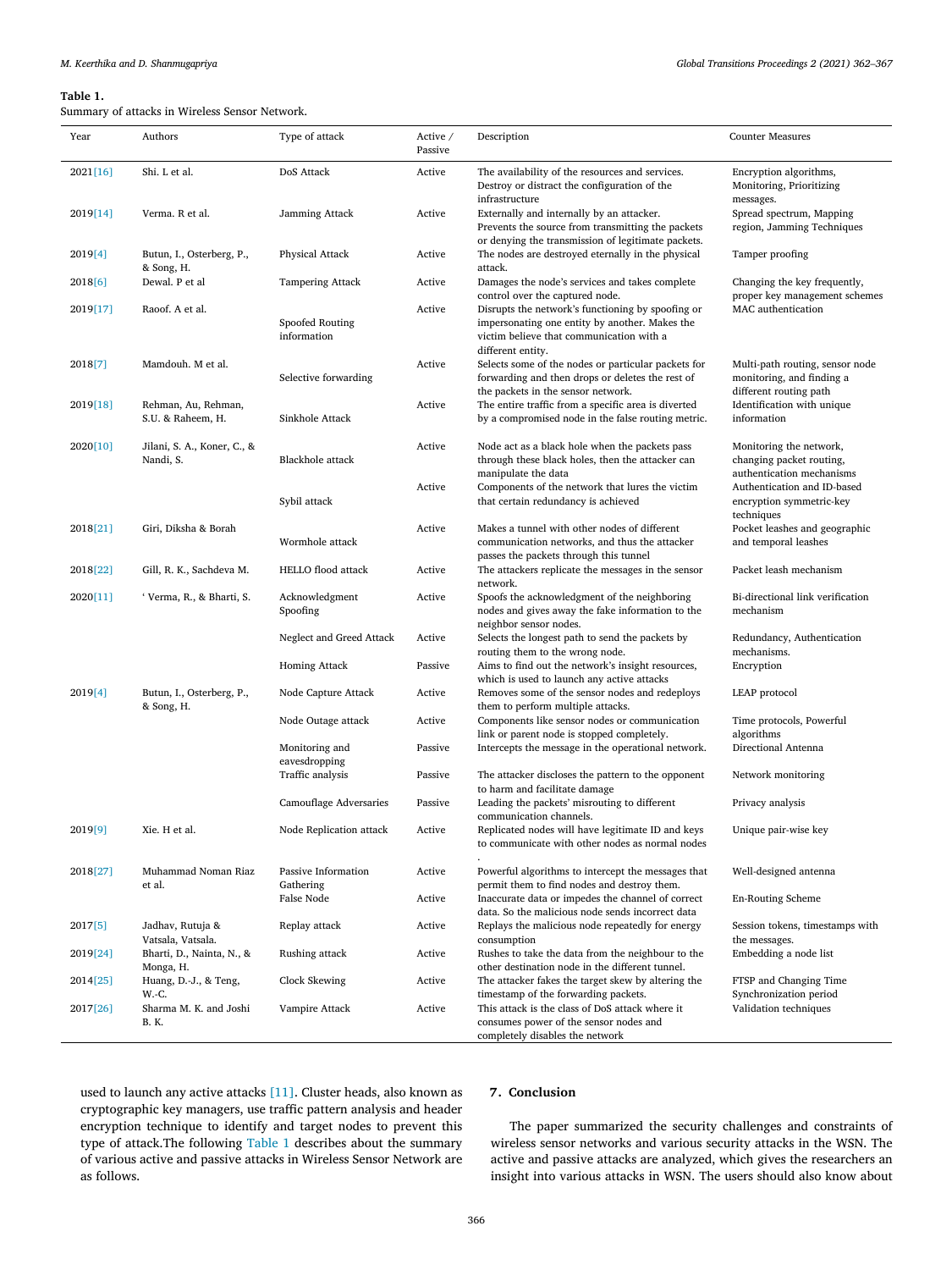**Table 1.**
Summary of attacks in Wireless Sensor Network.

| Year | Authors | Type of attack | Active / Passive | Description | Counter Measures |
|---|---|---|---|---|---|
| 2021[16] | Shi. L et al. | DoS Attack | Active | The availability of the resources and services. Destroy or distract the configuration of the infrastructure | Encryption algorithms, Monitoring, Prioritizing messages. |
| 2019[14] | Verma. R et al. | Jamming Attack | Active | Externally and internally by an attacker. Prevents the source from transmitting the packets or denying the transmission of legitimate packets. | Spread spectrum, Mapping region, Jamming Techniques |
| 2019[4] | Butun, I., Osterberg, P., & Song, H. | Physical Attack | Active | The nodes are destroyed eternally in the physical attack. | Tamper proofing |
| 2018[6] | Dewal. P et al | Tampering Attack | Active | Damages the node's services and takes complete control over the captured node. | Changing the key frequently, proper key management schemes |
| 2019[17] | Raoof. A et al. | Spoofed Routing information | Active | Disrupts the network's functioning by spoofing or impersonating one entity by another. Makes the victim believe that communication with a different entity. | MAC authentication |
| 2018[7] | Mamdouh. M et al. | Selective forwarding | Active | Selects some of the nodes or particular packets for forwarding and then drops or deletes the rest of the packets in the sensor network. | Multi-path routing, sensor node monitoring, and finding a different routing path |
| 2019[18] | Rehman, Au, Rehman, S.U. & Raheem, H. | Sinkhole Attack | Active | The entire traffic from a specific area is diverted by a compromised node in the false routing metric. | Identification with unique information |
| 2020[10] | Jilani, S. A., Koner, C., & Nandi, S. | Blackhole attack | Active | Node act as a black hole when the packets pass through these black holes, then the attacker can manipulate the data | Monitoring the network, changing packet routing, authentication mechanisms |
| | | Sybil attack | Active | Components of the network that lures the victim that certain redundancy is achieved | Authentication and ID-based encryption symmetric-key techniques |
| 2018[21] | Giri, Diksha & Borah | Wormhole attack | Active | Makes a tunnel with other nodes of different communication networks, and thus the attacker passes the packets through this tunnel | Pocket leashes and geographic and temporal leashes |
| 2018[22] | Gill, R. K., Sachdeva M. | HELLO flood attack | Active | The attackers replicate the messages in the sensor network. | Packet leash mechanism |
| 2020[11] | ' Verma, R., & Bharti, S. | Acknowledgment Spoofing | Active | Spoofs the acknowledgment of the neighboring nodes and gives away the fake information to the neighbor sensor nodes. | Bi-directional link verification mechanism |
| | | Neglect and Greed Attack | Active | Selects the longest path to send the packets by routing them to the wrong node. | Redundancy, Authentication mechanisms. |
| | | Homing Attack | Passive | Aims to find out the network's insight resources, which is used to launch any active attacks | Encryption |
| 2019[4] | Butun, I., Osterberg, P., & Song, H. | Node Capture Attack | Active | Removes some of the sensor nodes and redeploys them to perform multiple attacks. | LEAP protocol |
| | | Node Outage attack | Active | Components like sensor nodes or communication link or parent node is stopped completely. | Time protocols, Powerful algorithms |
| | | Monitoring and eavesdropping | Passive | Intercepts the message in the operational network. | Directional Antenna |
| | | Traffic analysis | Passive | The attacker discloses the pattern to the opponent to harm and facilitate damage | Network monitoring |
| | | Camouflage Adversaries | Passive | Leading the packets' misrouting to different communication channels. | Privacy analysis |
| 2019[9] | Xie. H et al. | Node Replication attack | Active | Replicated nodes will have legitimate ID and keys to communicate with other nodes as normal nodes . | Unique pair-wise key |
| 2018[27] | Muhammad Noman Riaz et al. | Passive Information Gathering | Active | Powerful algorithms to intercept the messages that permit them to find nodes and destroy them. | Well-designed antenna |
| | | False Node | Active | Inaccurate data or impedes the channel of correct data. So the malicious node sends incorrect data | En-Routing Scheme |
| 2017[5] | Jadhav, Rutuja & Vatsala, Vatsala. | Replay attack | Active | Replays the malicious node repeatedly for energy consumption | Session tokens, timestamps with the messages. |
| 2019[24] | Bharti, D., Nainta, N., & Monga, H. | Rushing attack | Active | Rushes to take the data from the neighbour to the other destination node in the different tunnel. | Embedding a node list |
| 2014[25] | Huang, D.-J., & Teng, W.-C. | Clock Skewing | Active | The attacker fakes the target skew by altering the timestamp of the forwarding packets. | FTSP and Changing Time Synchronization period |
| 2017[26] | Sharma M. K. and Joshi B. K. | Vampire Attack | Active | This attack is the class of DoS attack where it consumes power of the sensor nodes and completely disables the network | Validation techniques |

used to launch any active attacks [11]. Cluster heads, also known as cryptographic key managers, use traffic pattern analysis and header encryption technique to identify and target nodes to prevent this type of attack.The following Table 1 describes about the summary of various active and passive attacks in Wireless Sensor Network are as follows.

## 7. Conclusion

The paper summarized the security challenges and constraints of wireless sensor networks and various security attacks in the WSN. The active and passive attacks are analyzed, which gives the researchers an insight into various attacks in WSN. The users should also know about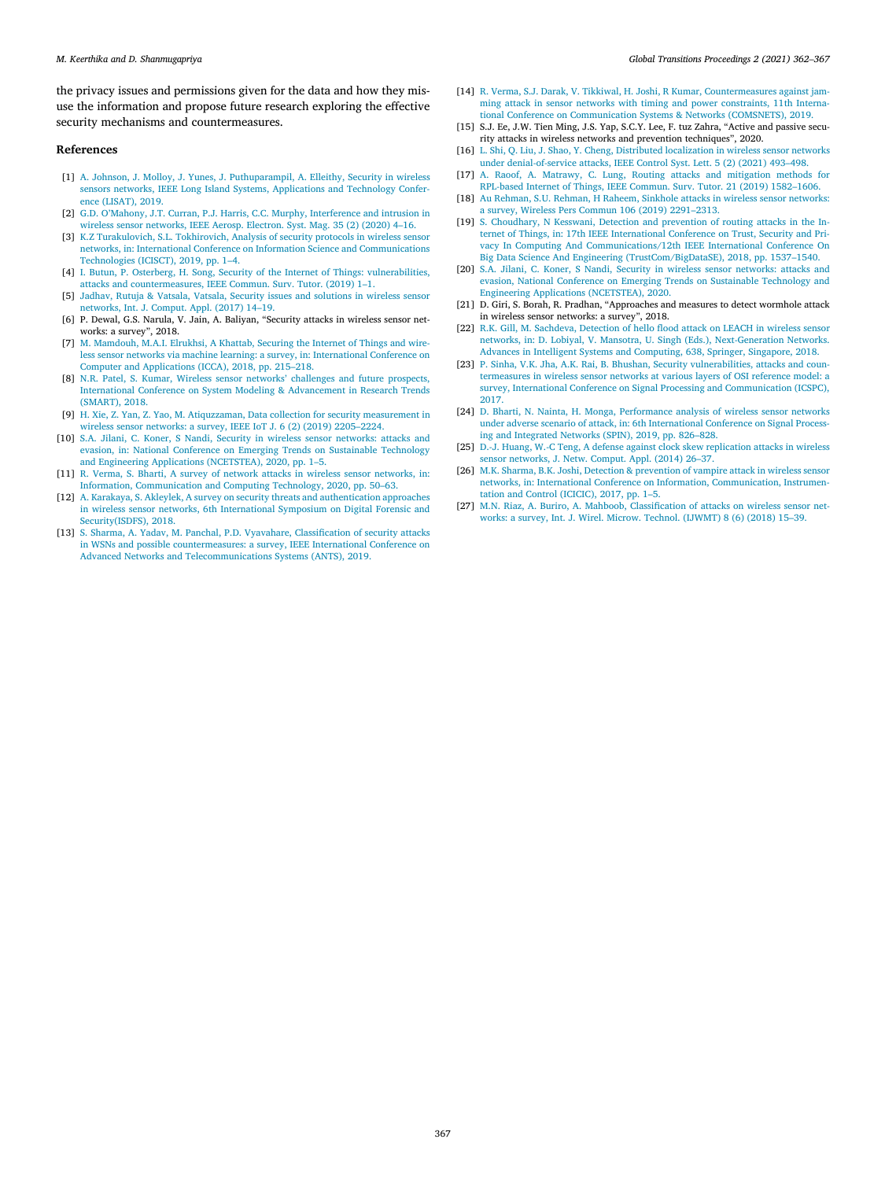the privacy issues and permissions given for the data and how they misuse the information and propose future research exploring the effective security mechanisms and countermeasures.

## References

[1] A. Johnson, J. Molloy, J. Yunes, J. Puthuparampil, A. Elleithy, Security in wireless sensors networks, IEEE Long Island Systems, Applications and Technology Conference (LISAT), 2019.

[2] G.D. O'Mahony, J.T. Curran, P.J. Harris, C.C. Murphy, Interference and intrusion in wireless sensor networks, IEEE Aerosp. Electron. Syst. Mag. 35 (2) (2020) 4–16.

[3] K.Z Turakulovich, S.L. Tokhirovich, Analysis of security protocols in wireless sensor networks, in: International Conference on Information Science and Communications Technologies (ICISCT), 2019, pp. 1–4.

[4] I. Butun, P. Osterberg, H. Song, Security of the Internet of Things: vulnerabilities, attacks and countermeasures, IEEE Commun. Surv. Tutor. (2019) 1–1.

[5] Jadhav, Rutuja & Vatsala, Vatsala, Security issues and solutions in wireless sensor networks, Int. J. Comput. Appl. (2017) 14–19.

[6] P. Dewal, G.S. Narula, V. Jain, A. Baliyan, "Security attacks in wireless sensor networks: a survey", 2018.

[7] M. Mamdouh, M.A.I. Elrukhsi, A Khattab, Securing the Internet of Things and wireless sensor networks via machine learning: a survey, in: International Conference on Computer and Applications (ICCA), 2018, pp. 215–218.

[8] N.R. Patel, S. Kumar, Wireless sensor networks' challenges and future prospects, International Conference on System Modeling & Advancement in Research Trends (SMART), 2018.

[9] H. Xie, Z. Yan, Z. Yao, M. Atiquzzaman, Data collection for security measurement in wireless sensor networks: a survey, IEEE IoT J. 6 (2) (2019) 2205–2224.

[10] S.A. Jilani, C. Koner, S Nandi, Security in wireless sensor networks: attacks and evasion, in: National Conference on Emerging Trends on Sustainable Technology and Engineering Applications (NCETSTEA), 2020, pp. 1–5.

[11] R. Verma, S. Bharti, A survey of network attacks in wireless sensor networks, in: Information, Communication and Computing Technology, 2020, pp. 50–63.

[12] A. Karakaya, S. Akleylek, A survey on security threats and authentication approaches in wireless sensor networks, 6th International Symposium on Digital Forensic and Security(ISDFS), 2018.

[13] S. Sharma, A. Yadav, M. Panchal, P.D. Vyavahare, Classification of security attacks in WSNs and possible countermeasures: a survey, IEEE International Conference on Advanced Networks and Telecommunications Systems (ANTS), 2019.

[14] R. Verma, S.J. Darak, V. Tikkiwal, H. Joshi, R Kumar, Countermeasures against jamming attack in sensor networks with timing and power constraints, 11th International Conference on Communication Systems & Networks (COMSNETS), 2019.

[15] S.J. Ee, J.W. Tien Ming, J.S. Yap, S.C.Y. Lee, F. tuz Zahra, "Active and passive security attacks in wireless networks and prevention techniques", 2020.

[16] L. Shi, Q. Liu, J. Shao, Y. Cheng, Distributed localization in wireless sensor networks under denial-of-service attacks, IEEE Control Syst. Lett. 5 (2) (2021) 493–498.

[17] A. Raoof, A. Matrawy, C. Lung, Routing attacks and mitigation methods for RPL-based Internet of Things, IEEE Commun. Surv. Tutor. 21 (2019) 1582–1606.

[18] Au Rehman, S.U. Rehman, H Raheem, Sinkhole attacks in wireless sensor networks: a survey, Wireless Pers Commun 106 (2019) 2291–2313.

[19] S. Choudhary, N Kesswani, Detection and prevention of routing attacks in the Internet of Things, in: 17th IEEE International Conference on Trust, Security and Privacy In Computing And Communications/12th IEEE International Conference On Big Data Science And Engineering (TrustCom/BigDataSE), 2018, pp. 1537–1540.

[20] S.A. Jilani, C. Koner, S Nandi, Security in wireless sensor networks: attacks and evasion, National Conference on Emerging Trends on Sustainable Technology and Engineering Applications (NCETSTEA), 2020.

[21] D. Giri, S. Borah, R. Pradhan, "Approaches and measures to detect wormhole attack in wireless sensor networks: a survey", 2018.

[22] R.K. Gill, M. Sachdeva, Detection of hello flood attack on LEACH in wireless sensor networks, in: D. Lobiyal, V. Mansotra, U. Singh (Eds.), Next-Generation Networks. Advances in Intelligent Systems and Computing, 638, Springer, Singapore, 2018.

[23] P. Sinha, V.K. Jha, A.K. Rai, B. Bhushan, Security vulnerabilities, attacks and countermeasures in wireless sensor networks at various layers of OSI reference model: a survey, International Conference on Signal Processing and Communication (ICSPC), 2017.

[24] D. Bharti, N. Nainta, H. Monga, Performance analysis of wireless sensor networks under adverse scenario of attack, in: 6th International Conference on Signal Processing and Integrated Networks (SPIN), 2019, pp. 826–828.

[25] D.-J. Huang, W.-C Teng, A defense against clock skew replication attacks in wireless sensor networks, J. Netw. Comput. Appl. (2014) 26–37.

[26] M.K. Sharma, B.K. Joshi, Detection & prevention of vampire attack in wireless sensor networks, in: International Conference on Information, Communication, Instrumentation and Control (ICICIC), 2017, pp. 1–5.

[27] M.N. Riaz, A. Buriro, A. Mahboob, Classification of attacks on wireless sensor networks: a survey, Int. J. Wirel. Microw. Technol. (IJWMT) 8 (6) (2018) 15–39.